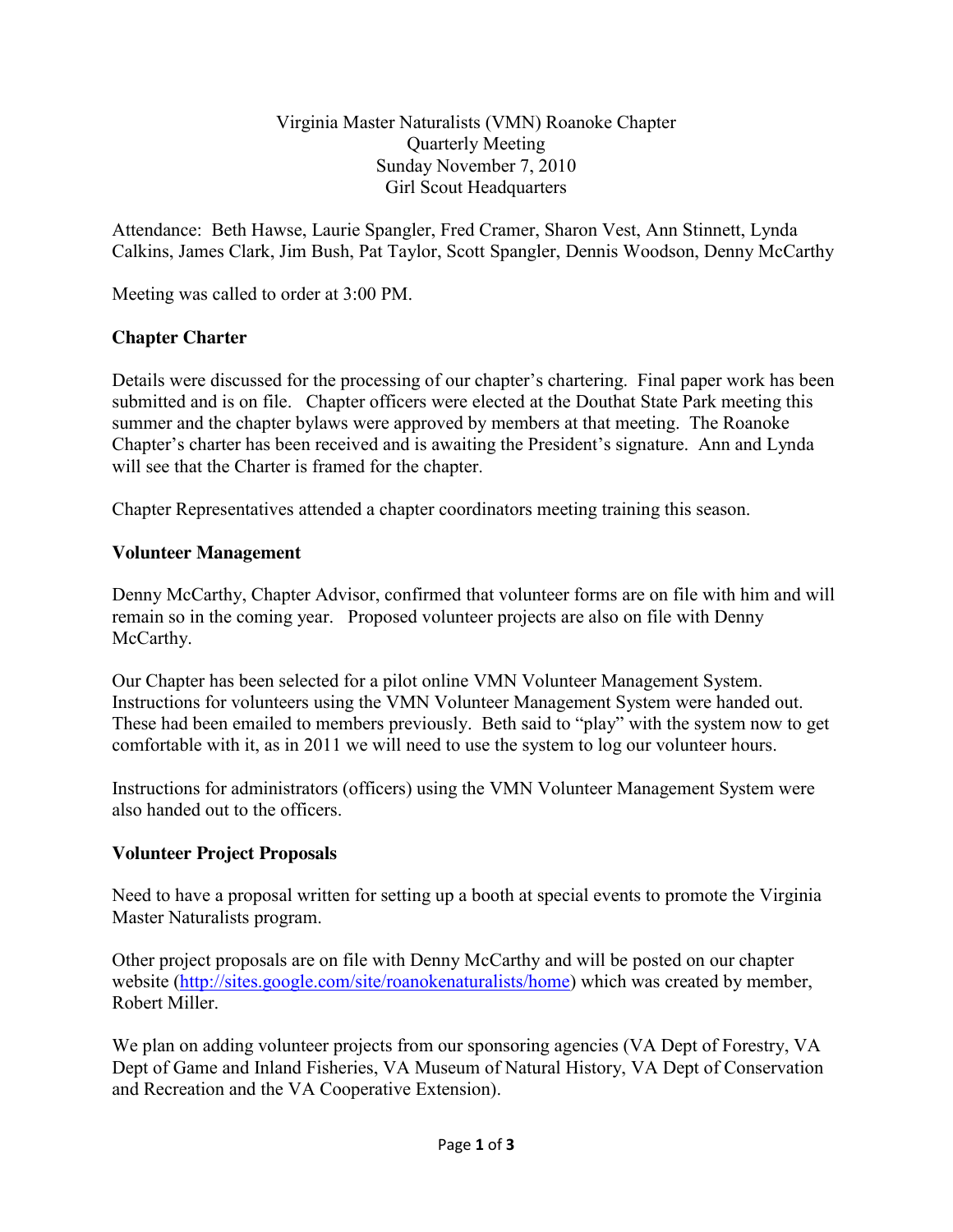Virginia Master Naturalists (VMN) Roanoke Chapter
Quarterly Meeting
Sunday November 7, 2010
Girl Scout Headquarters

Attendance: Beth Hawse, Laurie Spangler, Fred Cramer, Sharon Vest, Ann Stinnett, Lynda Calkins, James Clark, Jim Bush, Pat Taylor, Scott Spangler, Dennis Woodson, Denny McCarthy

Meeting was called to order at 3:00 PM.

## Chapter Charter

Details were discussed for the processing of our chapter's chartering. Final paper work has been submitted and is on file. Chapter officers were elected at the Douthat State Park meeting this summer and the chapter bylaws were approved by members at that meeting. The Roanoke Chapter's charter has been received and is awaiting the President's signature. Ann and Lynda will see that the Charter is framed for the chapter.

Chapter Representatives attended a chapter coordinators meeting training this season.

## Volunteer Management

Denny McCarthy, Chapter Advisor, confirmed that volunteer forms are on file with him and will remain so in the coming year. Proposed volunteer projects are also on file with Denny McCarthy.

Our Chapter has been selected for a pilot online VMN Volunteer Management System. Instructions for volunteers using the VMN Volunteer Management System were handed out. These had been emailed to members previously. Beth said to "play" with the system now to get comfortable with it, as in 2011 we will need to use the system to log our volunteer hours.

Instructions for administrators (officers) using the VMN Volunteer Management System were also handed out to the officers.

## Volunteer Project Proposals

Need to have a proposal written for setting up a booth at special events to promote the Virginia Master Naturalists program.

Other project proposals are on file with Denny McCarthy and will be posted on our chapter website (http://sites.google.com/site/roanokenaturalists/home) which was created by member, Robert Miller.

We plan on adding volunteer projects from our sponsoring agencies (VA Dept of Forestry, VA Dept of Game and Inland Fisheries, VA Museum of Natural History, VA Dept of Conservation and Recreation and the VA Cooperative Extension).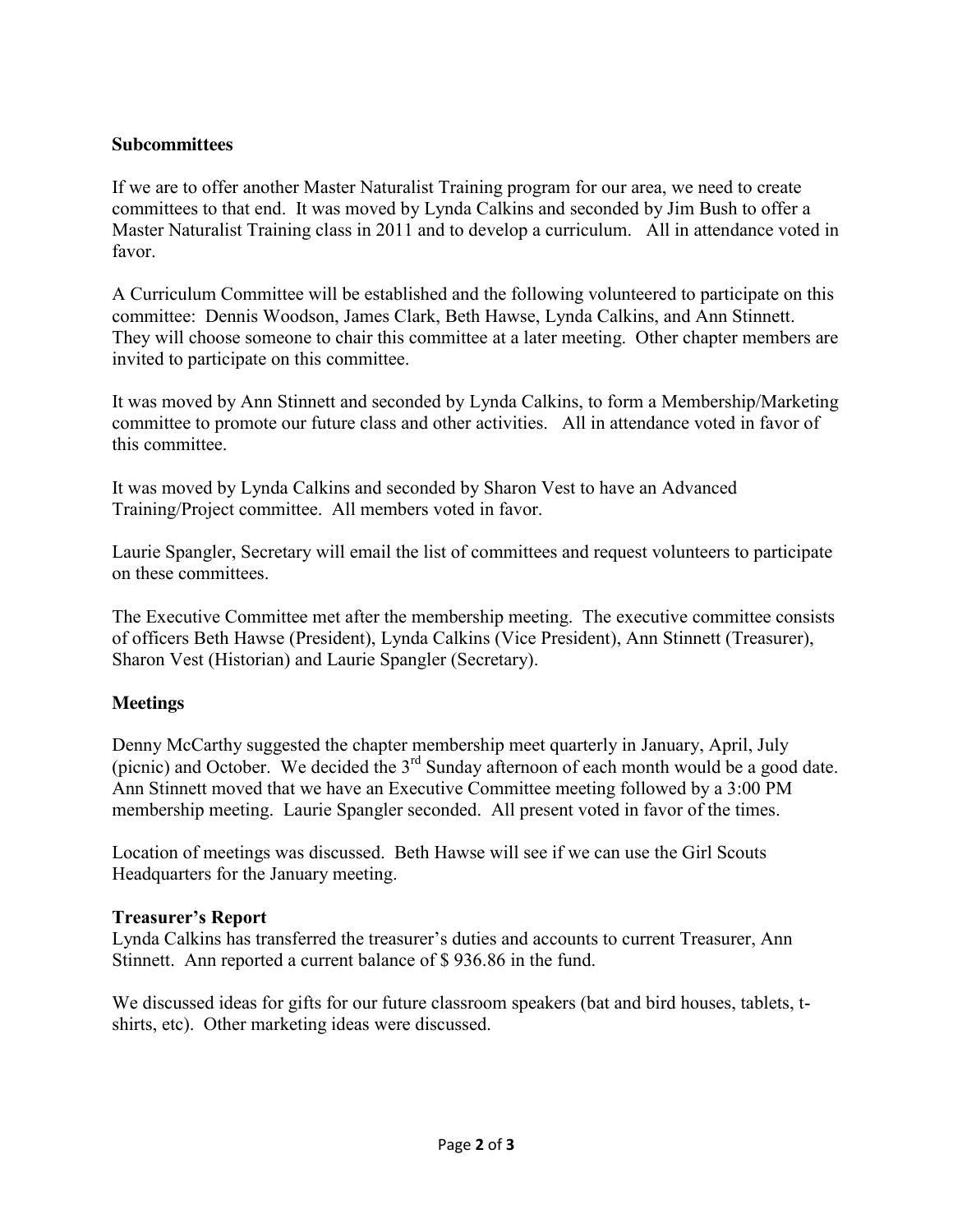## Subcommittees

If we are to offer another Master Naturalist Training program for our area, we need to create committees to that end. It was moved by Lynda Calkins and seconded by Jim Bush to offer a Master Naturalist Training class in 2011 and to develop a curriculum. All in attendance voted in favor.

A Curriculum Committee will be established and the following volunteered to participate on this committee: Dennis Woodson, James Clark, Beth Hawse, Lynda Calkins, and Ann Stinnett. They will choose someone to chair this committee at a later meeting. Other chapter members are invited to participate on this committee.

It was moved by Ann Stinnett and seconded by Lynda Calkins, to form a Membership/Marketing committee to promote our future class and other activities. All in attendance voted in favor of this committee.

It was moved by Lynda Calkins and seconded by Sharon Vest to have an Advanced Training/Project committee. All members voted in favor.

Laurie Spangler, Secretary will email the list of committees and request volunteers to participate on these committees.

The Executive Committee met after the membership meeting. The executive committee consists of officers Beth Hawse (President), Lynda Calkins (Vice President), Ann Stinnett (Treasurer), Sharon Vest (Historian) and Laurie Spangler (Secretary).

## Meetings

Denny McCarthy suggested the chapter membership meet quarterly in January, April, July (picnic) and October. We decided the 3rd Sunday afternoon of each month would be a good date. Ann Stinnett moved that we have an Executive Committee meeting followed by a 3:00 PM membership meeting. Laurie Spangler seconded. All present voted in favor of the times.

Location of meetings was discussed. Beth Hawse will see if we can use the Girl Scouts Headquarters for the January meeting.

## Treasurer's Report

Lynda Calkins has transferred the treasurer's duties and accounts to current Treasurer, Ann Stinnett. Ann reported a current balance of $ 936.86 in the fund.

We discussed ideas for gifts for our future classroom speakers (bat and bird houses, tablets, t-shirts, etc). Other marketing ideas were discussed.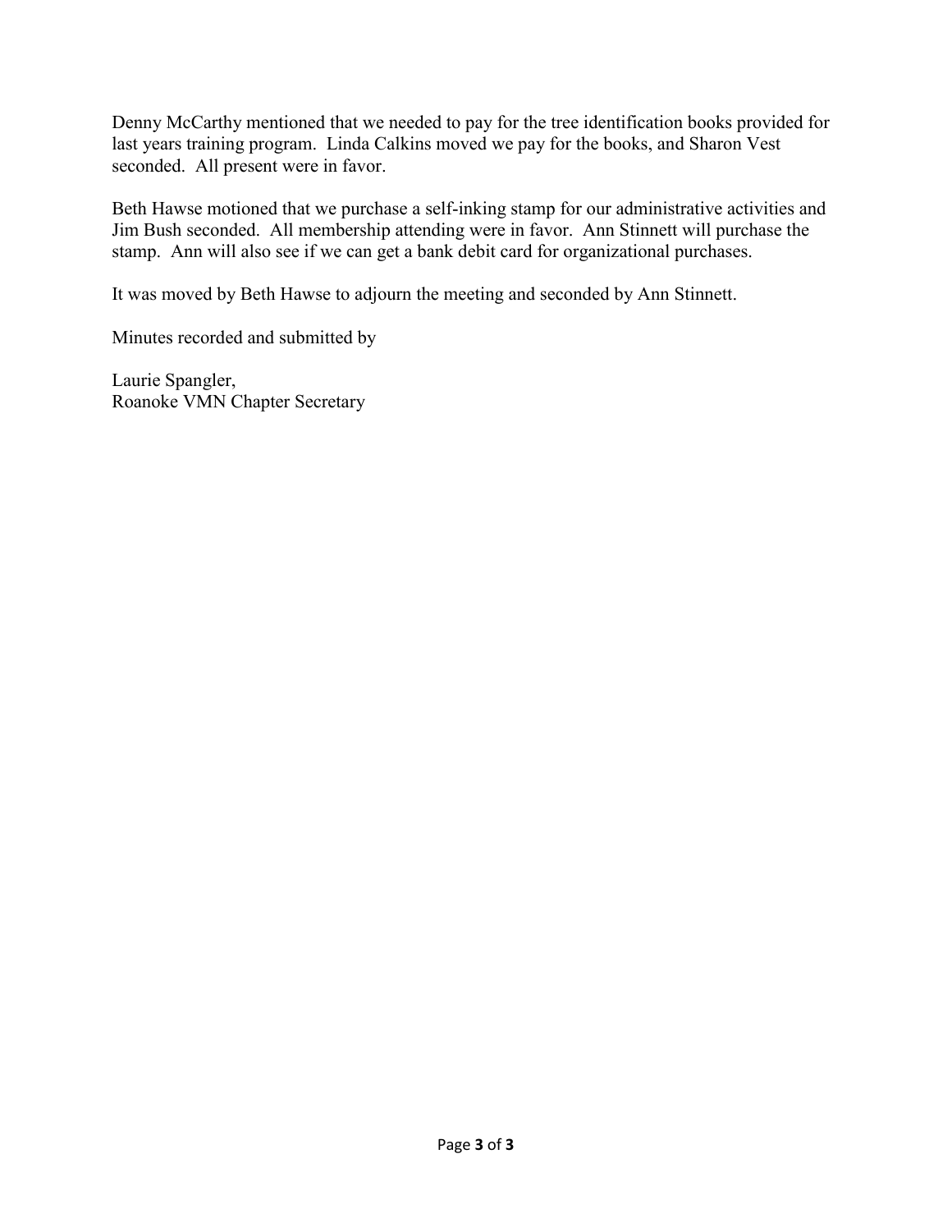Denny McCarthy mentioned that we needed to pay for the tree identification books provided for last years training program. Linda Calkins moved we pay for the books, and Sharon Vest seconded. All present were in favor.

Beth Hawse motioned that we purchase a self-inking stamp for our administrative activities and Jim Bush seconded. All membership attending were in favor. Ann Stinnett will purchase the stamp. Ann will also see if we can get a bank debit card for organizational purchases.

It was moved by Beth Hawse to adjourn the meeting and seconded by Ann Stinnett.

Minutes recorded and submitted by

Laurie Spangler,
Roanoke VMN Chapter Secretary